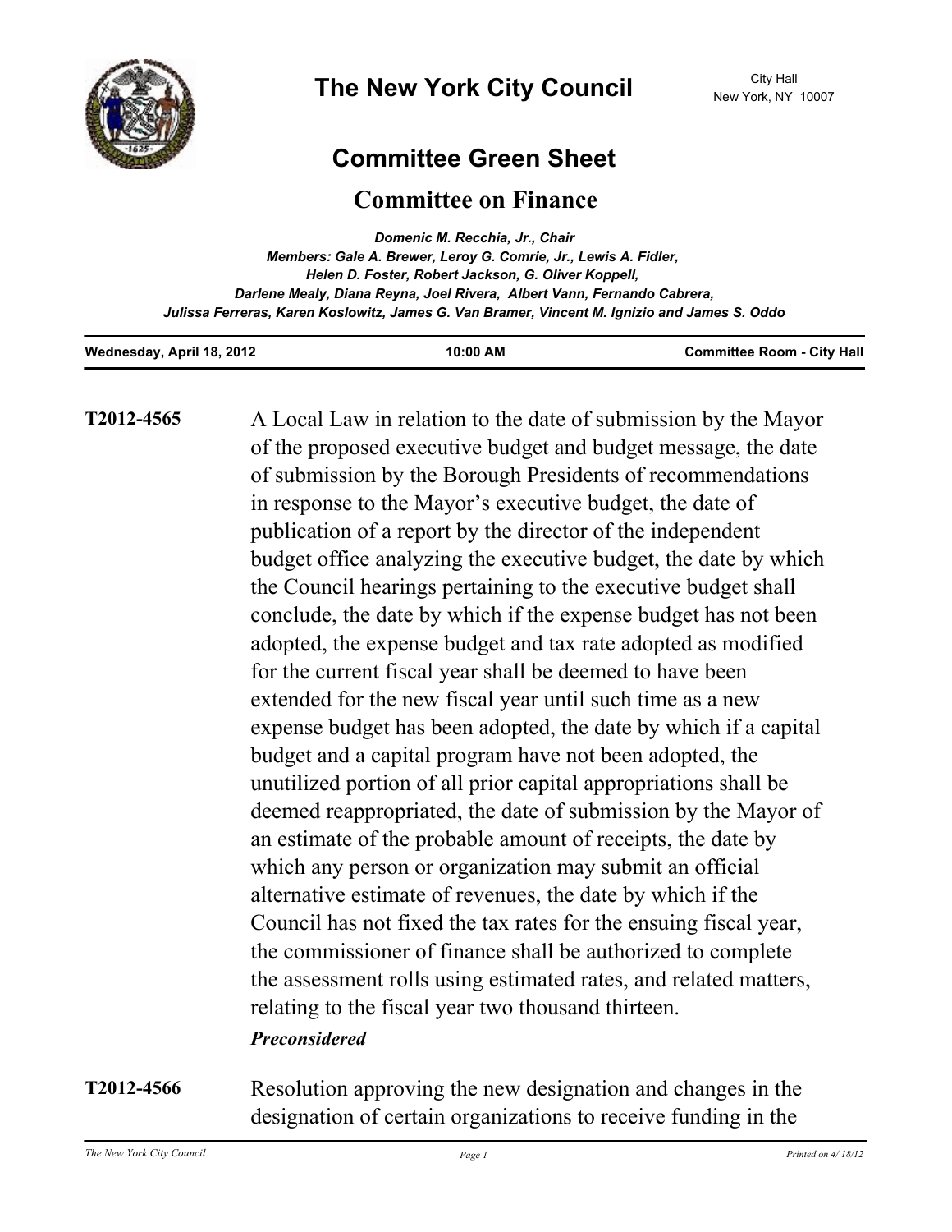# The New York City Council

City Hall
New York, NY 10007

## Committee Green Sheet

## Committee on Finance

*Domenic M. Recchia, Jr., Chair*
*Members: Gale A. Brewer, Leroy G. Comrie, Jr., Lewis A. Fidler, Helen D. Foster, Robert Jackson, G. Oliver Koppell, Darlene Mealy, Diana Reyna, Joel Rivera, Albert Vann, Fernando Cabrera, Julissa Ferreras, Karen Koslowitz, James G. Van Bramer, Vincent M. Ignizio and James S. Oddo*

| Wednesday, April 18, 2012 | 10:00 AM | Committee Room - City Hall |
|---|---|---|

**T2012-4565** A Local Law in relation to the date of submission by the Mayor of the proposed executive budget and budget message, the date of submission by the Borough Presidents of recommendations in response to the Mayor's executive budget, the date of publication of a report by the director of the independent budget office analyzing the executive budget, the date by which the Council hearings pertaining to the executive budget shall conclude, the date by which if the expense budget has not been adopted, the expense budget and tax rate adopted as modified for the current fiscal year shall be deemed to have been extended for the new fiscal year until such time as a new expense budget has been adopted, the date by which if a capital budget and a capital program have not been adopted, the unutilized portion of all prior capital appropriations shall be deemed reappropriated, the date of submission by the Mayor of an estimate of the probable amount of receipts, the date by which any person or organization may submit an official alternative estimate of revenues, the date by which if the Council has not fixed the tax rates for the ensuing fiscal year, the commissioner of finance shall be authorized to complete the assessment rolls using estimated rates, and related matters, relating to the fiscal year two thousand thirteen.

***Preconsidered***

**T2012-4566** Resolution approving the new designation and changes in the designation of certain organizations to receive funding in the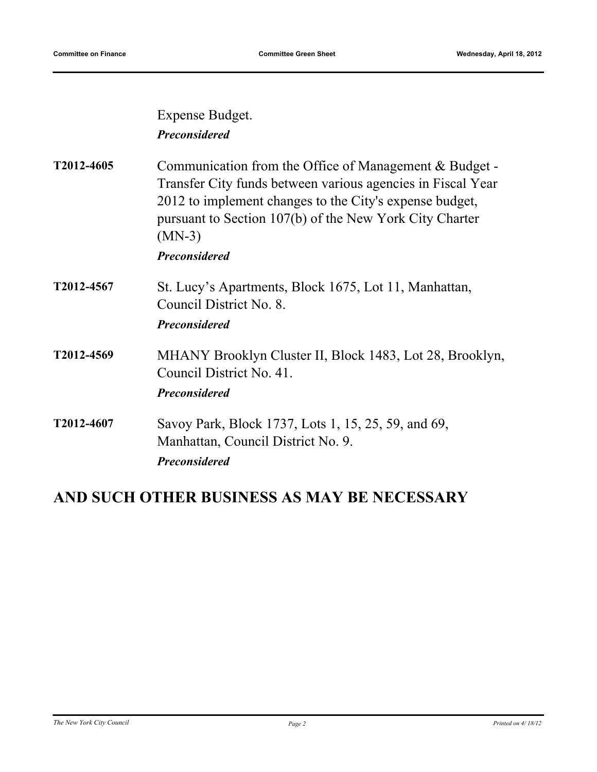Expense Budget.

***Preconsidered***

**T2012-4605** Communication from the Office of Management & Budget - Transfer City funds between various agencies in Fiscal Year 2012 to implement changes to the City's expense budget, pursuant to Section 107(b) of the New York City Charter (MN-3)

***Preconsidered***

**T2012-4567** St. Lucy's Apartments, Block 1675, Lot 11, Manhattan, Council District No. 8.

***Preconsidered***

**T2012-4569** MHANY Brooklyn Cluster II, Block 1483, Lot 28, Brooklyn, Council District No. 41.

***Preconsidered***

**T2012-4607** Savoy Park, Block 1737, Lots 1, 15, 25, 59, and 69, Manhattan, Council District No. 9.

***Preconsidered***

## AND SUCH OTHER BUSINESS AS MAY BE NECESSARY